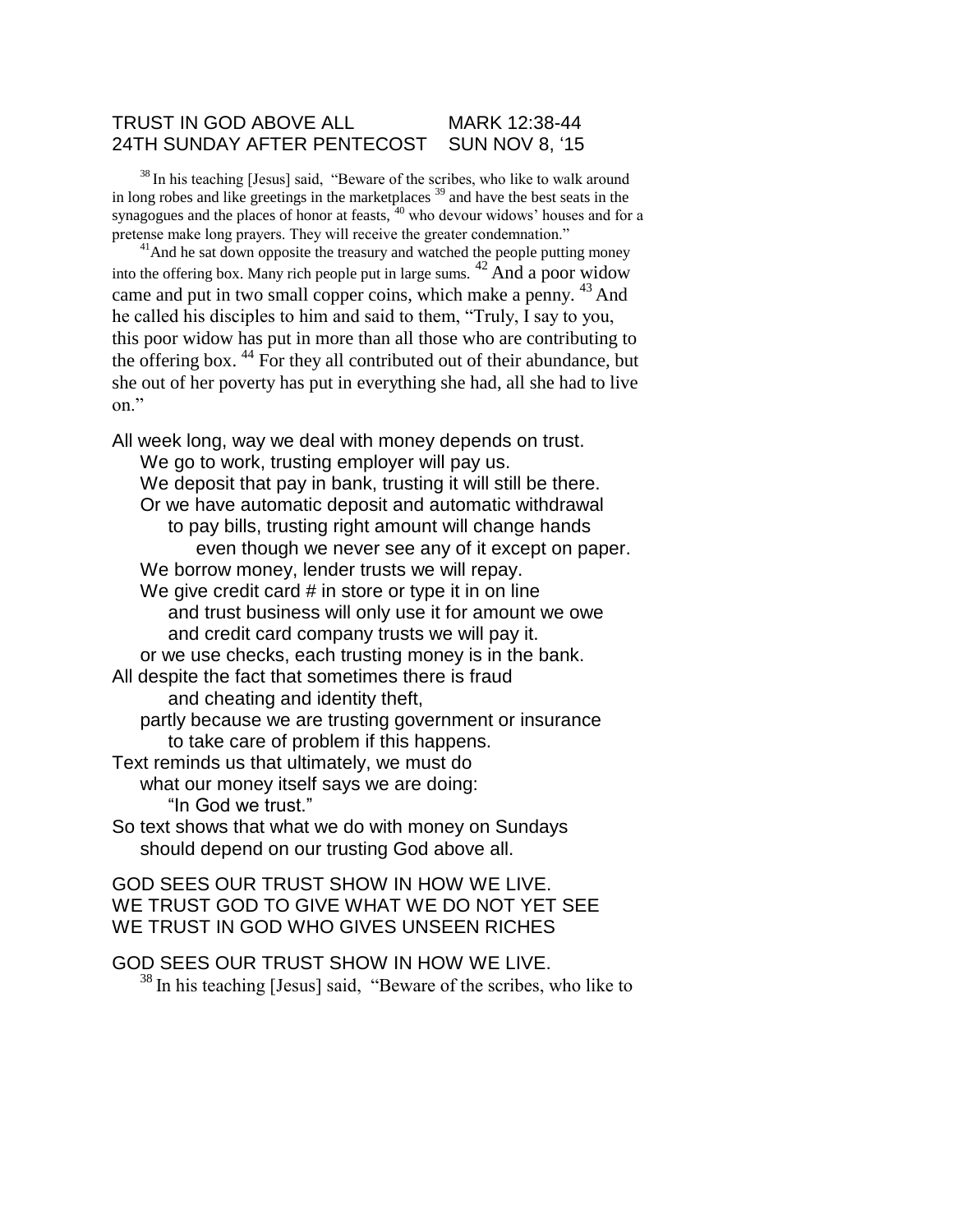TRUST IN GOD ABOVE ALL MARK 12:38-44
24TH SUNDAY AFTER PENTECOST SUN NOV 8, '15

[38] In his teaching [Jesus] said, "Beware of the scribes, who like to walk around in long robes and like greetings in the marketplaces [39] and have the best seats in the synagogues and the places of honor at feasts, [40] who devour widows' houses and for a pretense make long prayers. They will receive the greater condemnation."

[41] And he sat down opposite the treasury and watched the people putting money into the offering box. Many rich people put in large sums. [42] And a poor widow came and put in two small copper coins, which make a penny. [43] And he called his disciples to him and said to them, "Truly, I say to you, this poor widow has put in more than all those who are contributing to the offering box. [44] For they all contributed out of their abundance, but she out of her poverty has put in everything she had, all she had to live on."

All week long, way we deal with money depends on trust.
We go to work, trusting employer will pay us.
We deposit that pay in bank, trusting it will still be there.
Or we have automatic deposit and automatic withdrawal
to pay bills, trusting right amount will change hands
even though we never see any of it except on paper.
We borrow money, lender trusts we will repay.
We give credit card # in store or type it in on line
and trust business will only use it for amount we owe
and credit card company trusts we will pay it.
or we use checks, each trusting money is in the bank.
All despite the fact that sometimes there is fraud
and cheating and identity theft,
partly because we are trusting government or insurance
to take care of problem if this happens.
Text reminds us that ultimately, we must do
what our money itself says we are doing:
"In God we trust."
So text shows that what we do with money on Sundays
should depend on our trusting God above all.

GOD SEES OUR TRUST SHOW IN HOW WE LIVE.
WE TRUST GOD TO GIVE WHAT WE DO NOT YET SEE
WE TRUST IN GOD WHO GIVES UNSEEN RICHES

GOD SEES OUR TRUST SHOW IN HOW WE LIVE.

[38] In his teaching [Jesus] said, "Beware of the scribes, who like to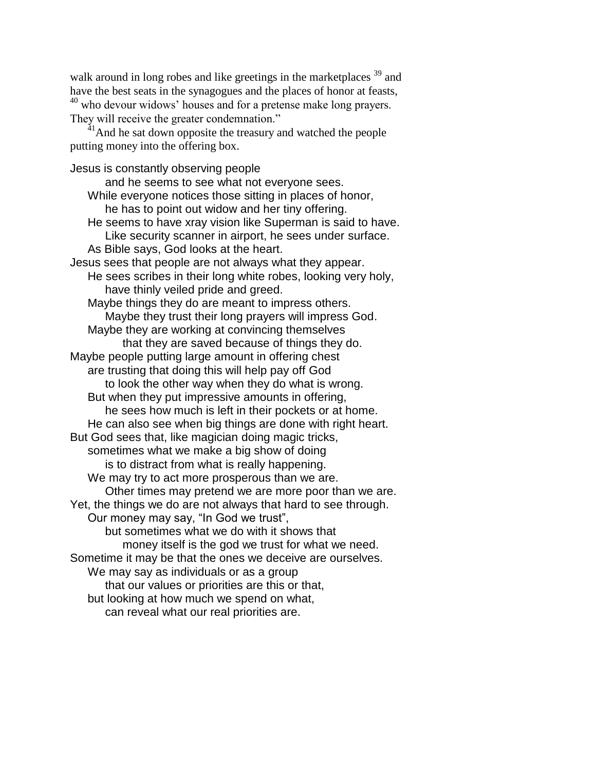walk around in long robes and like greetings in the marketplaces [39] and have the best seats in the synagogues and the places of honor at feasts, [40] who devour widows' houses and for a pretense make long prayers. They will receive the greater condemnation."

[41] And he sat down opposite the treasury and watched the people putting money into the offering box.

Jesus is constantly observing people
and he seems to see what not everyone sees.
While everyone notices those sitting in places of honor,
he has to point out widow and her tiny offering.
He seems to have xray vision like Superman is said to have.
Like security scanner in airport, he sees under surface.
As Bible says, God looks at the heart.
Jesus sees that people are not always what they appear.
He sees scribes in their long white robes, looking very holy,
have thinly veiled pride and greed.
Maybe things they do are meant to impress others.
Maybe they trust their long prayers will impress God.
Maybe they are working at convincing themselves
that they are saved because of things they do.
Maybe people putting large amount in offering chest
are trusting that doing this will help pay off God
to look the other way when they do what is wrong.
But when they put impressive amounts in offering,
he sees how much is left in their pockets or at home.
He can also see when big things are done with right heart.
But God sees that, like magician doing magic tricks,
sometimes what we make a big show of doing
is to distract from what is really happening.
We may try to act more prosperous than we are.
Other times may pretend we are more poor than we are.
Yet, the things we do are not always that hard to see through.
Our money may say, "In God we trust",
but sometimes what we do with it shows that
money itself is the god we trust for what we need.
Sometime it may be that the ones we deceive are ourselves.
We may say as individuals or as a group
that our values or priorities are this or that,
but looking at how much we spend on what,
can reveal what our real priorities are.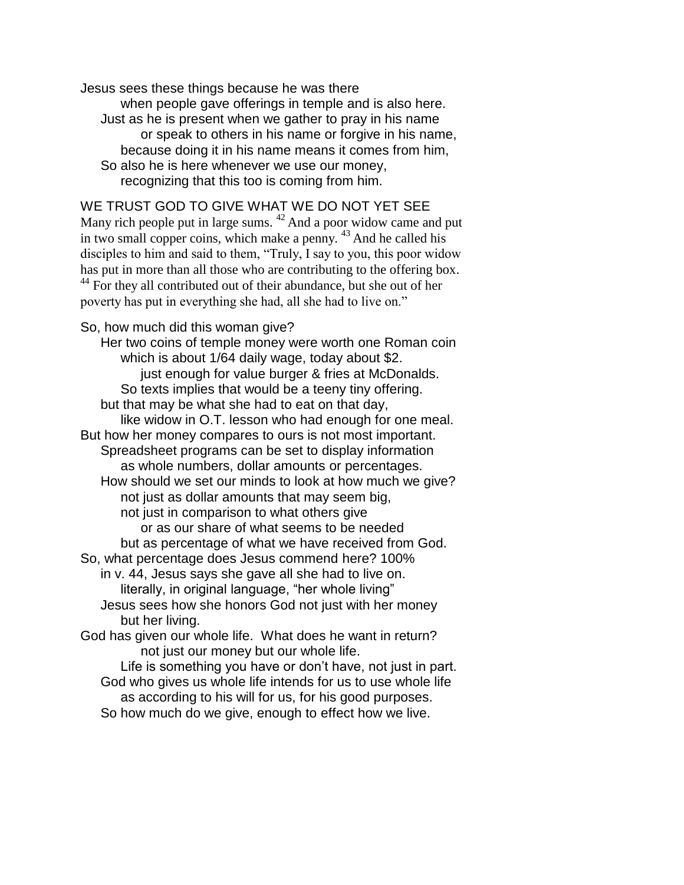Jesus sees these things because he was there
when people gave offerings in temple and is also here.
Just as he is present when we gather to pray in his name
or speak to others in his name or forgive in his name,
because doing it in his name means it comes from him,
So also he is here whenever we use our money,
recognizing that this too is coming from him.

## WE TRUST GOD TO GIVE WHAT WE DO NOT YET SEE

Many rich people put in large sums. [42] And a poor widow came and put in two small copper coins, which make a penny. [43] And he called his disciples to him and said to them, "Truly, I say to you, this poor widow has put in more than all those who are contributing to the offering box. [44] For they all contributed out of their abundance, but she out of her poverty has put in everything she had, all she had to live on."

So, how much did this woman give?
Her two coins of temple money were worth one Roman coin
which is about 1/64 daily wage, today about $2.
just enough for value burger & fries at McDonalds.
So texts implies that would be a teeny tiny offering.
but that may be what she had to eat on that day,
like widow in O.T. lesson who had enough for one meal.
But how her money compares to ours is not most important.
Spreadsheet programs can be set to display information
as whole numbers, dollar amounts or percentages.
How should we set our minds to look at how much we give?
not just as dollar amounts that may seem big,
not just in comparison to what others give
or as our share of what seems to be needed
but as percentage of what we have received from God.
So, what percentage does Jesus commend here? 100%
in v. 44, Jesus says she gave all she had to live on.
literally, in original language, "her whole living"
Jesus sees how she honors God not just with her money
but her living.
God has given our whole life. What does he want in return?
not just our money but our whole life.
Life is something you have or don't have, not just in part.
God who gives us whole life intends for us to use whole life
as according to his will for us, for his good purposes.
So how much do we give, enough to effect how we live.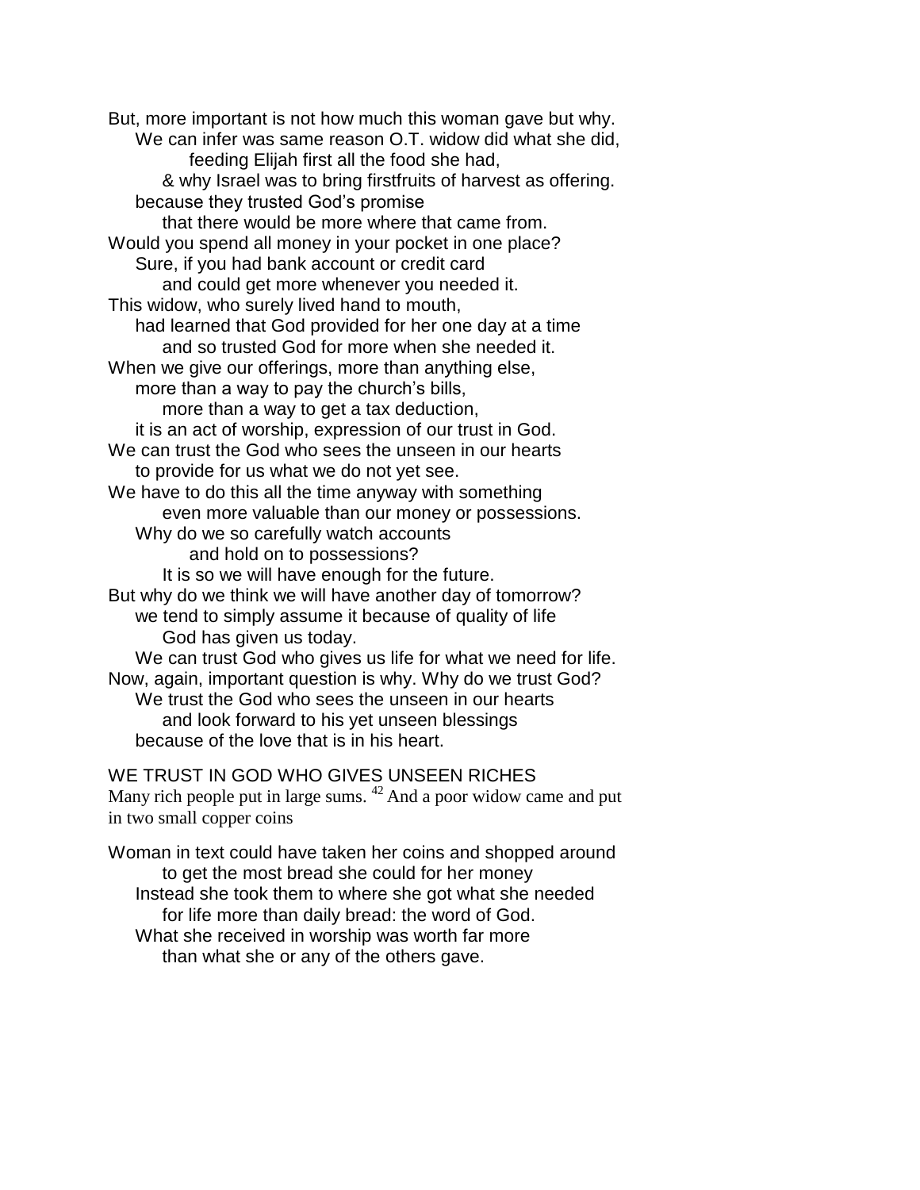But, more important is not how much this woman gave but why.
We can infer was same reason O.T. widow did what she did,
feeding Elijah first all the food she had,
& why Israel was to bring firstfruits of harvest as offering.
because they trusted God's promise
that there would be more where that came from.
Would you spend all money in your pocket in one place?
Sure, if you had bank account or credit card
and could get more whenever you needed it.
This widow, who surely lived hand to mouth,
had learned that God provided for her one day at a time
and so trusted God for more when she needed it.
When we give our offerings, more than anything else,
more than a way to pay the church's bills,
more than a way to get a tax deduction,
it is an act of worship, expression of our trust in God.
We can trust the God who sees the unseen in our hearts
to provide for us what we do not yet see.
We have to do this all the time anyway with something
even more valuable than our money or possessions.
Why do we so carefully watch accounts
and hold on to possessions?
It is so we will have enough for the future.
But why do we think we will have another day of tomorrow?
we tend to simply assume it because of quality of life
God has given us today.
We can trust God who gives us life for what we need for life.
Now, again, important question is why. Why do we trust God?
We trust the God who sees the unseen in our hearts
and look forward to his yet unseen blessings
because of the love that is in his heart.

## WE TRUST IN GOD WHO GIVES UNSEEN RICHES

Many rich people put in large sums. [42] And a poor widow came and put in two small copper coins

Woman in text could have taken her coins and shopped around
to get the most bread she could for her money
Instead she took them to where she got what she needed
for life more than daily bread: the word of God.
What she received in worship was worth far more
than what she or any of the others gave.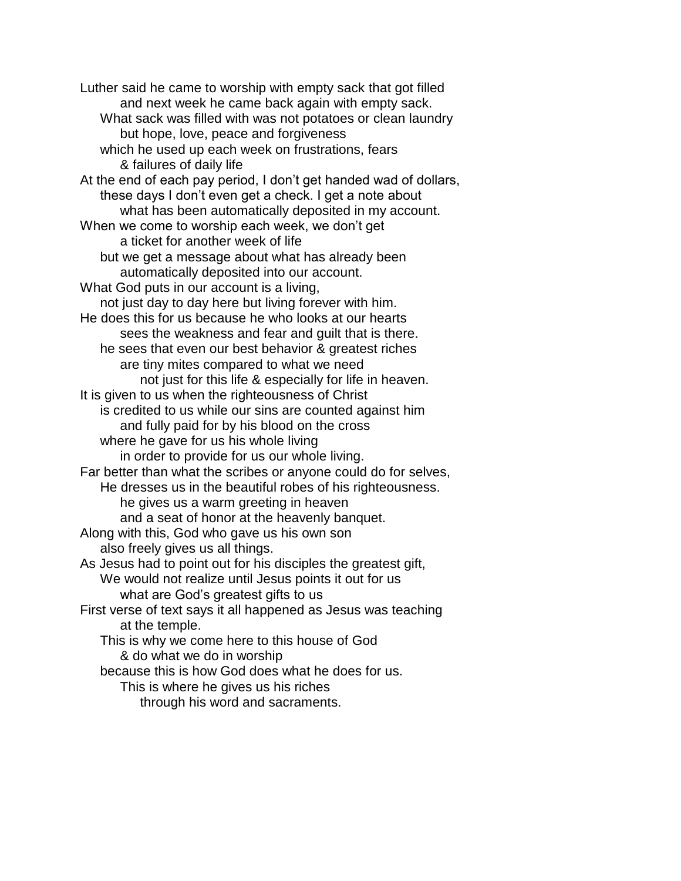Luther said he came to worship with empty sack that got filled
and next week he came back again with empty sack.
What sack was filled with was not potatoes or clean laundry
but hope, love, peace and forgiveness
which he used up each week on frustrations, fears
& failures of daily life
At the end of each pay period, I don't get handed wad of dollars,
these days I don't even get a check. I get a note about
what has been automatically deposited in my account.
When we come to worship each week, we don't get
a ticket for another week of life
but we get a message about what has already been
automatically deposited into our account.
What God puts in our account is a living,
not just day to day here but living forever with him.
He does this for us because he who looks at our hearts
sees the weakness and fear and guilt that is there.
he sees that even our best behavior & greatest riches
are tiny mites compared to what we need
not just for this life & especially for life in heaven.
It is given to us when the righteousness of Christ
is credited to us while our sins are counted against him
and fully paid for by his blood on the cross
where he gave for us his whole living
in order to provide for us our whole living.
Far better than what the scribes or anyone could do for selves,
He dresses us in the beautiful robes of his righteousness.
he gives us a warm greeting in heaven
and a seat of honor at the heavenly banquet.
Along with this, God who gave us his own son
also freely gives us all things.
As Jesus had to point out for his disciples the greatest gift,
We would not realize until Jesus points it out for us
what are God's greatest gifts to us
First verse of text says it all happened as Jesus was teaching
at the temple.
This is why we come here to this house of God
& do what we do in worship
because this is how God does what he does for us.
This is where he gives us his riches
through his word and sacraments.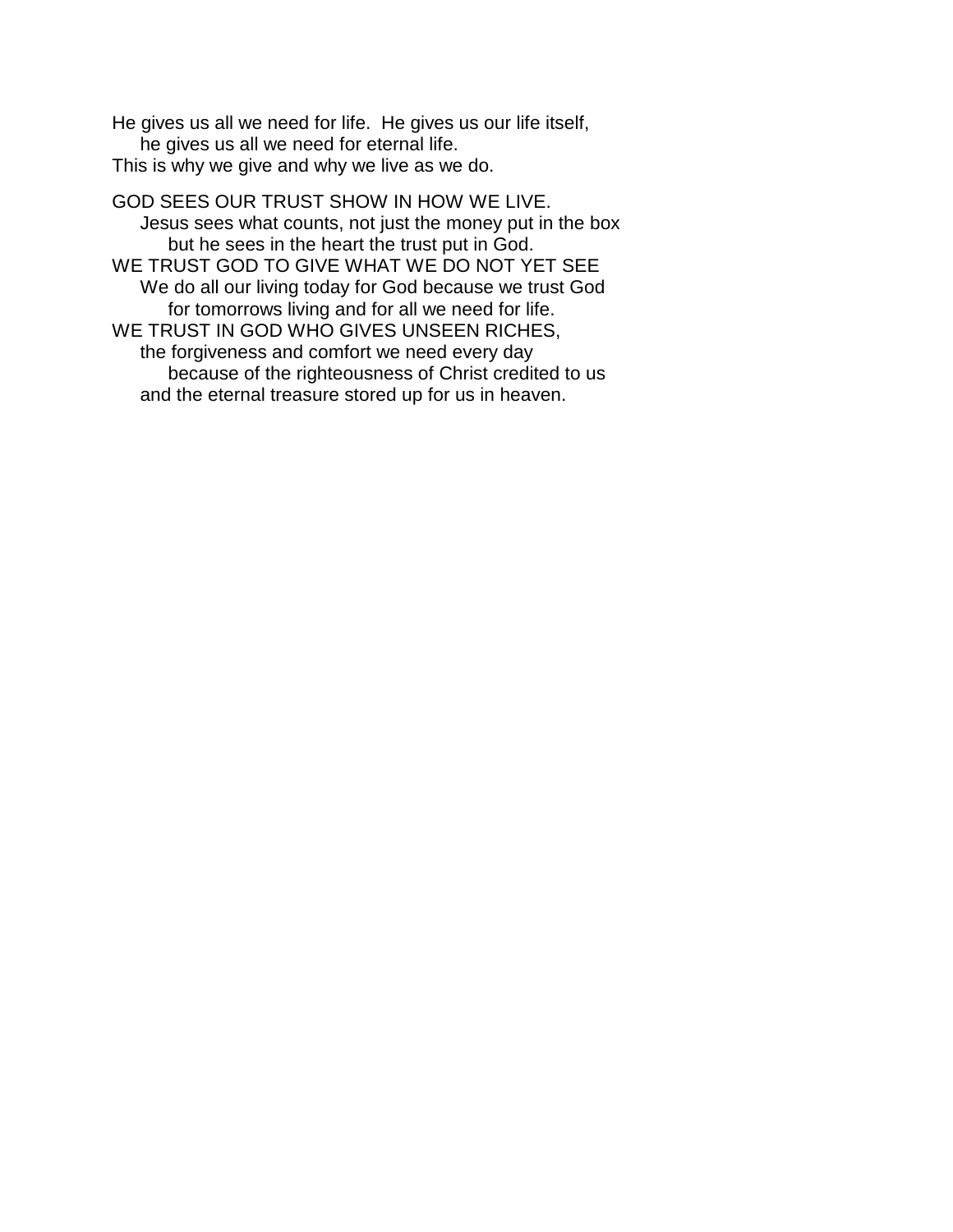He gives us all we need for life.  He gives us our life itself,
he gives us all we need for eternal life.
This is why we give and why we live as we do.

GOD SEES OUR TRUST SHOW IN HOW WE LIVE.
Jesus sees what counts, not just the money put in the box
but he sees in the heart the trust put in God.
WE TRUST GOD TO GIVE WHAT WE DO NOT YET SEE
We do all our living today for God because we trust God
for tomorrows living and for all we need for life.
WE TRUST IN GOD WHO GIVES UNSEEN RICHES,
the forgiveness and comfort we need every day
because of the righteousness of Christ credited to us
and the eternal treasure stored up for us in heaven.